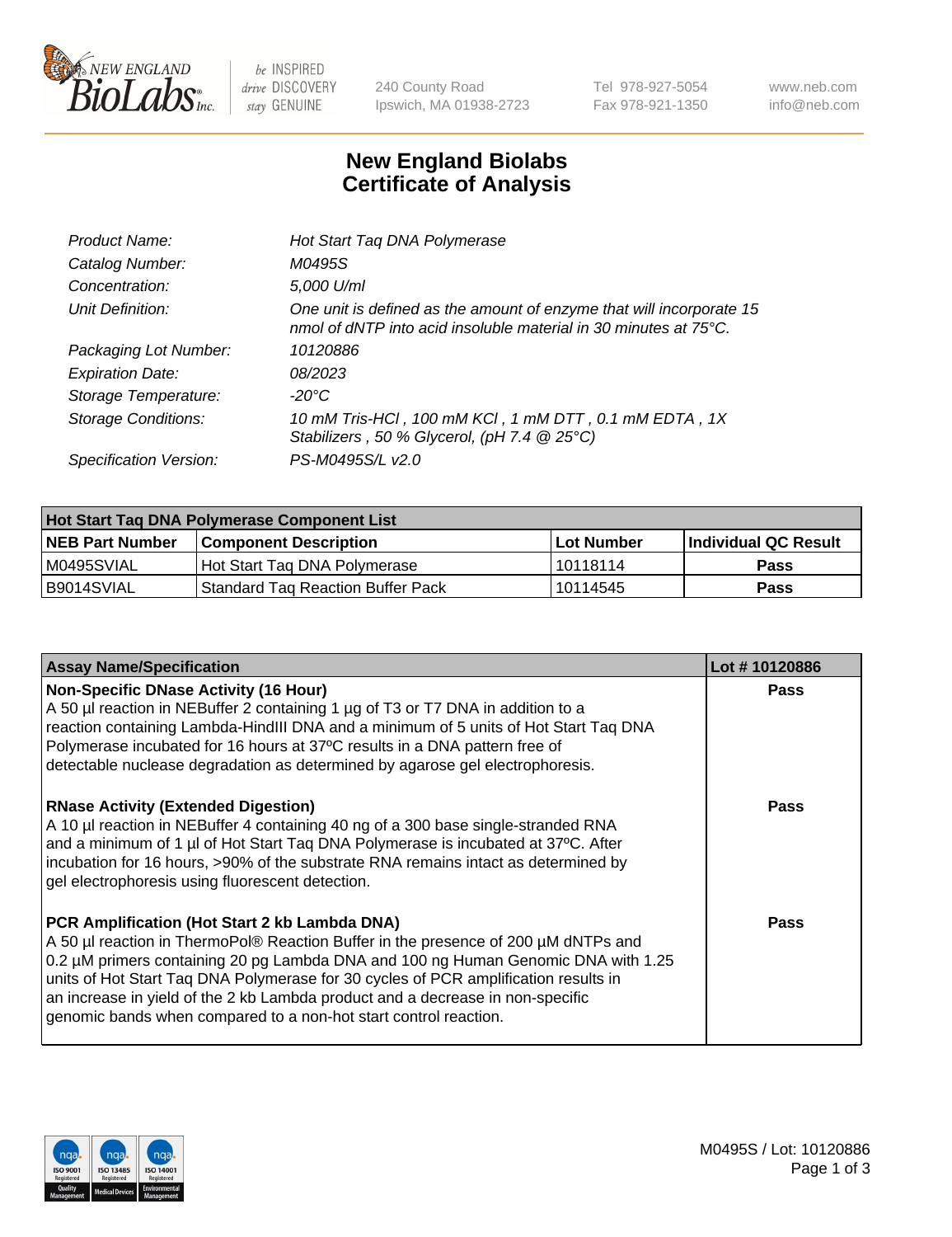New England BioLabs Inc. — be INSPIRED drive DISCOVERY stay GENUINE

240 County Road
Ipswich, MA 01938-2723

Tel 978-927-5054
Fax 978-921-1350

www.neb.com
info@neb.com

# New England Biolabs
# Certificate of Analysis

| | |
|---|---|
| *Product Name:* | *Hot Start Taq DNA Polymerase* |
| *Catalog Number:* | *M0495S* |
| *Concentration:* | *5,000 U/ml* |
| *Unit Definition:* | *One unit is defined as the amount of enzyme that will incorporate 15 nmol of dNTP into acid insoluble material in 30 minutes at 75°C.* |
| *Packaging Lot Number:* | *10120886* |
| *Expiration Date:* | *08/2023* |
| *Storage Temperature:* | *-20°C* |
| *Storage Conditions:* | *10 mM Tris-HCl , 100 mM KCl , 1 mM DTT , 0.1 mM EDTA , 1X Stabilizers , 50 % Glycerol, (pH 7.4 @ 25°C)* |
| *Specification Version:* | *PS-M0495S/L v2.0* |

| Hot Start Taq DNA Polymerase Component List | | | |
|---|---|---|---|
| **NEB Part Number** | **Component Description** | **Lot Number** | **Individual QC Result** |
| M0495SVIAL | Hot Start Taq DNA Polymerase | 10118114 | **Pass** |
| B9014SVIAL | Standard Taq Reaction Buffer Pack | 10114545 | **Pass** |

| Assay Name/Specification | Lot # 10120886 |
|---|---|
| **Non-Specific DNase Activity (16 Hour)**<br>A 50 µl reaction in NEBuffer 2 containing 1 µg of T3 or T7 DNA in addition to a reaction containing Lambda-HindIII DNA and a minimum of 5 units of Hot Start Taq DNA Polymerase incubated for 16 hours at 37ºC results in a DNA pattern free of detectable nuclease degradation as determined by agarose gel electrophoresis. | **Pass** |
| **RNase Activity (Extended Digestion)**<br>A 10 µl reaction in NEBuffer 4 containing 40 ng of a 300 base single-stranded RNA and a minimum of 1 µl of Hot Start Taq DNA Polymerase is incubated at 37ºC. After incubation for 16 hours, >90% of the substrate RNA remains intact as determined by gel electrophoresis using fluorescent detection. | **Pass** |
| **PCR Amplification (Hot Start 2 kb Lambda DNA)**<br>A 50 µl reaction in ThermoPol® Reaction Buffer in the presence of 200 µM dNTPs and 0.2 µM primers containing 20 pg Lambda DNA and 100 ng Human Genomic DNA with 1.25 units of Hot Start Taq DNA Polymerase for 30 cycles of PCR amplification results in an increase in yield of the 2 kb Lambda product and a decrease in non-specific genomic bands when compared to a non-hot start control reaction. | **Pass** |

M0495S / Lot: 10120886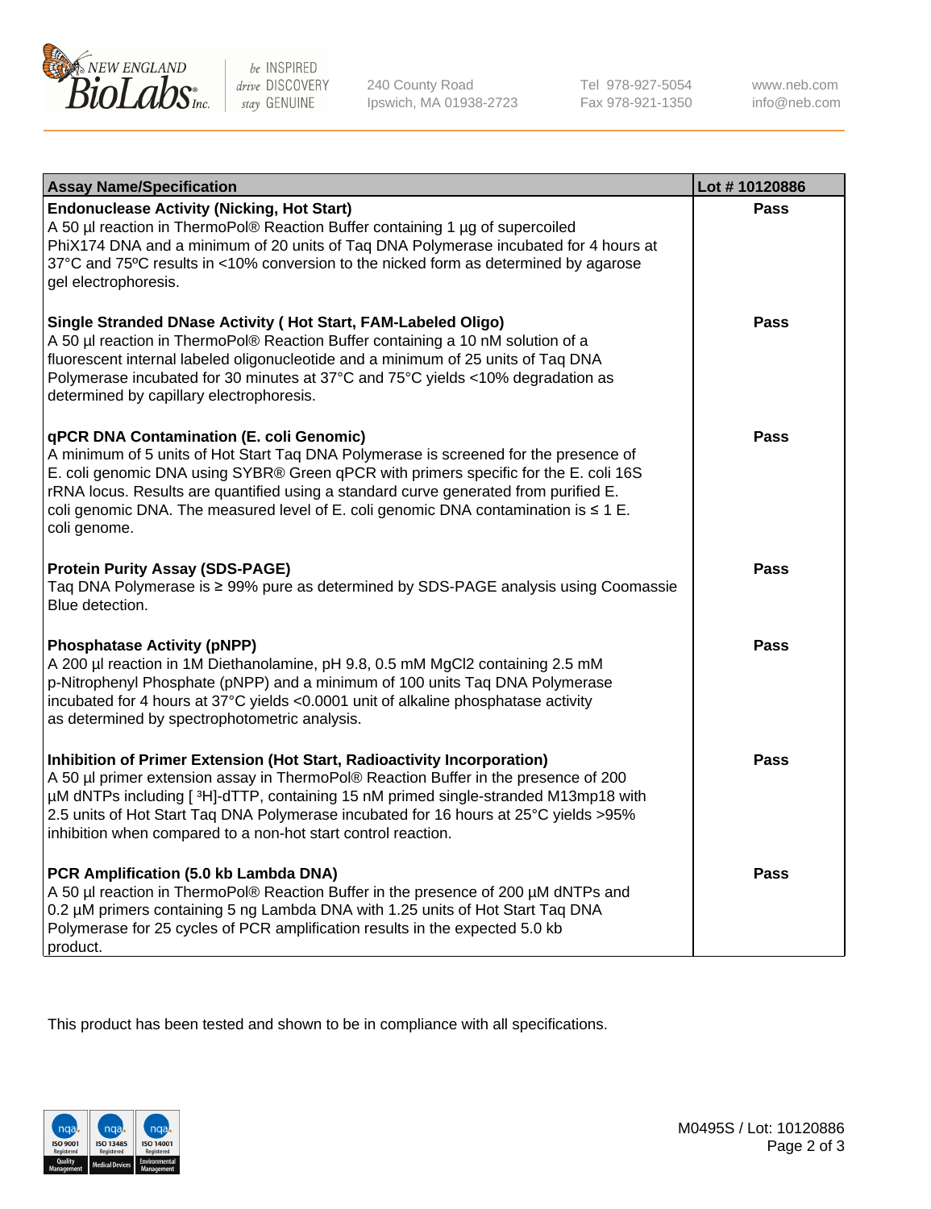| Assay Name/Specification | Lot # 10120886 |
| --- | --- |
| **Endonuclease Activity (Nicking, Hot Start)**<br>A 50 µl reaction in ThermoPol® Reaction Buffer containing 1 µg of supercoiled PhiX174 DNA and a minimum of 20 units of Taq DNA Polymerase incubated for 4 hours at 37°C and 75ºC results in <10% conversion to the nicked form as determined by agarose gel electrophoresis. | Pass |
| **Single Stranded DNase Activity ( Hot Start, FAM-Labeled Oligo)**<br>A 50 µl reaction in ThermoPol® Reaction Buffer containing a 10 nM solution of a fluorescent internal labeled oligonucleotide and a minimum of 25 units of Taq DNA Polymerase incubated for 30 minutes at 37°C and 75°C yields <10% degradation as determined by capillary electrophoresis. | Pass |
| **qPCR DNA Contamination (E. coli Genomic)**<br>A minimum of 5 units of Hot Start Taq DNA Polymerase is screened for the presence of E. coli genomic DNA using SYBR® Green qPCR with primers specific for the E. coli 16S rRNA locus. Results are quantified using a standard curve generated from purified E. coli genomic DNA. The measured level of E. coli genomic DNA contamination is ≤ 1 E. coli genome. | Pass |
| **Protein Purity Assay (SDS-PAGE)**<br>Taq DNA Polymerase is ≥ 99% pure as determined by SDS-PAGE analysis using Coomassie Blue detection. | Pass |
| **Phosphatase Activity (pNPP)**<br>A 200 µl reaction in 1M Diethanolamine, pH 9.8, 0.5 mM $MgCl_2$ containing 2.5 mM p-Nitrophenyl Phosphate (pNPP) and a minimum of 100 units Taq DNA Polymerase incubated for 4 hours at 37°C yields <0.0001 unit of alkaline phosphatase activity as determined by spectrophotometric analysis. | Pass |
| **Inhibition of Primer Extension (Hot Start, Radioactivity Incorporation)**<br>A 50 µl primer extension assay in ThermoPol® Reaction Buffer in the presence of 200 µM dNTPs including [ $^3$H]-dTTP, containing 15 nM primed single-stranded M13mp18 with 2.5 units of Hot Start Taq DNA Polymerase incubated for 16 hours at 25°C yields >95% inhibition when compared to a non-hot start control reaction. | Pass |
| **PCR Amplification (5.0 kb Lambda DNA)**<br>A 50 µl reaction in ThermoPol® Reaction Buffer in the presence of 200 µM dNTPs and 0.2 µM primers containing 5 ng Lambda DNA with 1.25 units of Hot Start Taq DNA Polymerase for 25 cycles of PCR amplification results in the expected 5.0 kb product. | Pass |

This product has been tested and shown to be in compliance with all specifications.

M0495S / Lot: 10120886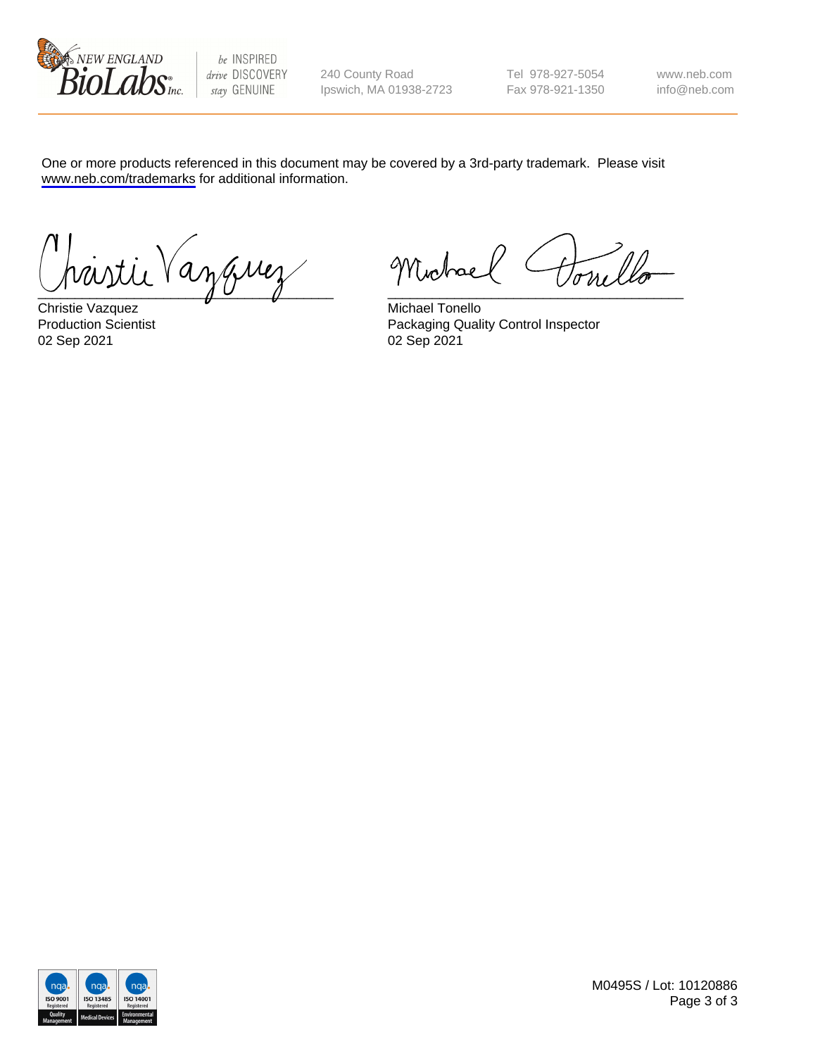One or more products referenced in this document may be covered by a 3rd-party trademark. Please visit www.neb.com/trademarks for additional information.

Christie Vazquez
Production Scientist
02 Sep 2021

Michael Tonello
Packaging Quality Control Inspector
02 Sep 2021

M0495S / Lot: 10120886